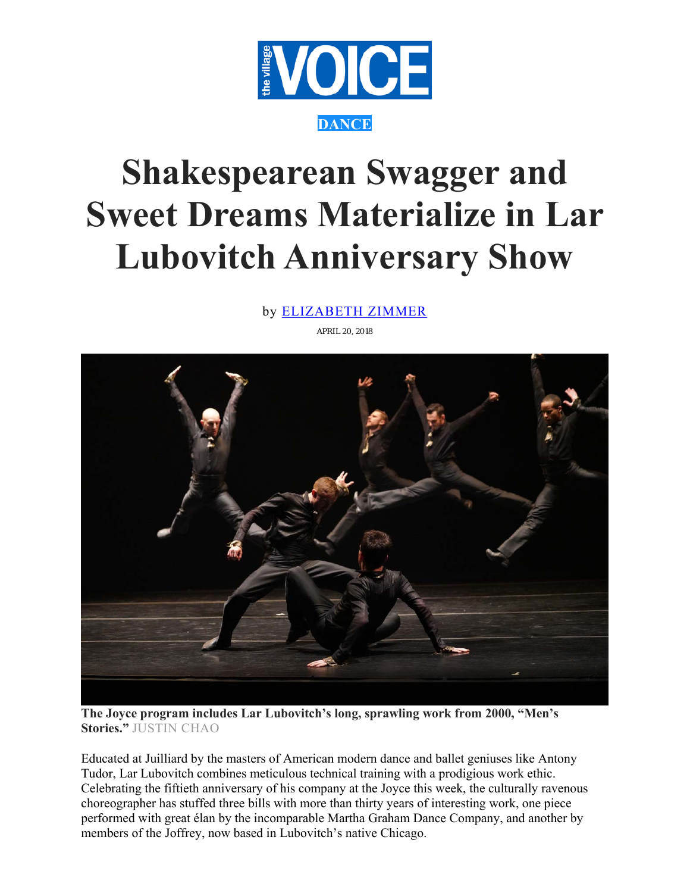DANCE

# Shakespearean Swagger and Sweet Dreams Materialize in Lar Lubovitch Anniversary Show

by ELIZABETH ZIMMER

APRIL 20, 2018

**The Joyce program includes Lar Lubovitch's long, sprawling work from 2000, "Men's Stories."** JUSTIN CHAO

Educated at Juilliard by the masters of American modern dance and ballet geniuses like Antony Tudor, Lar Lubovitch combines meticulous technical training with a prodigious work ethic. Celebrating the fiftieth anniversary of his company at the Joyce this week, the culturally ravenous choreographer has stuffed three bills with more than thirty years of interesting work, one piece performed with great élan by the incomparable Martha Graham Dance Company, and another by members of the Joffrey, now based in Lubovitch's native Chicago.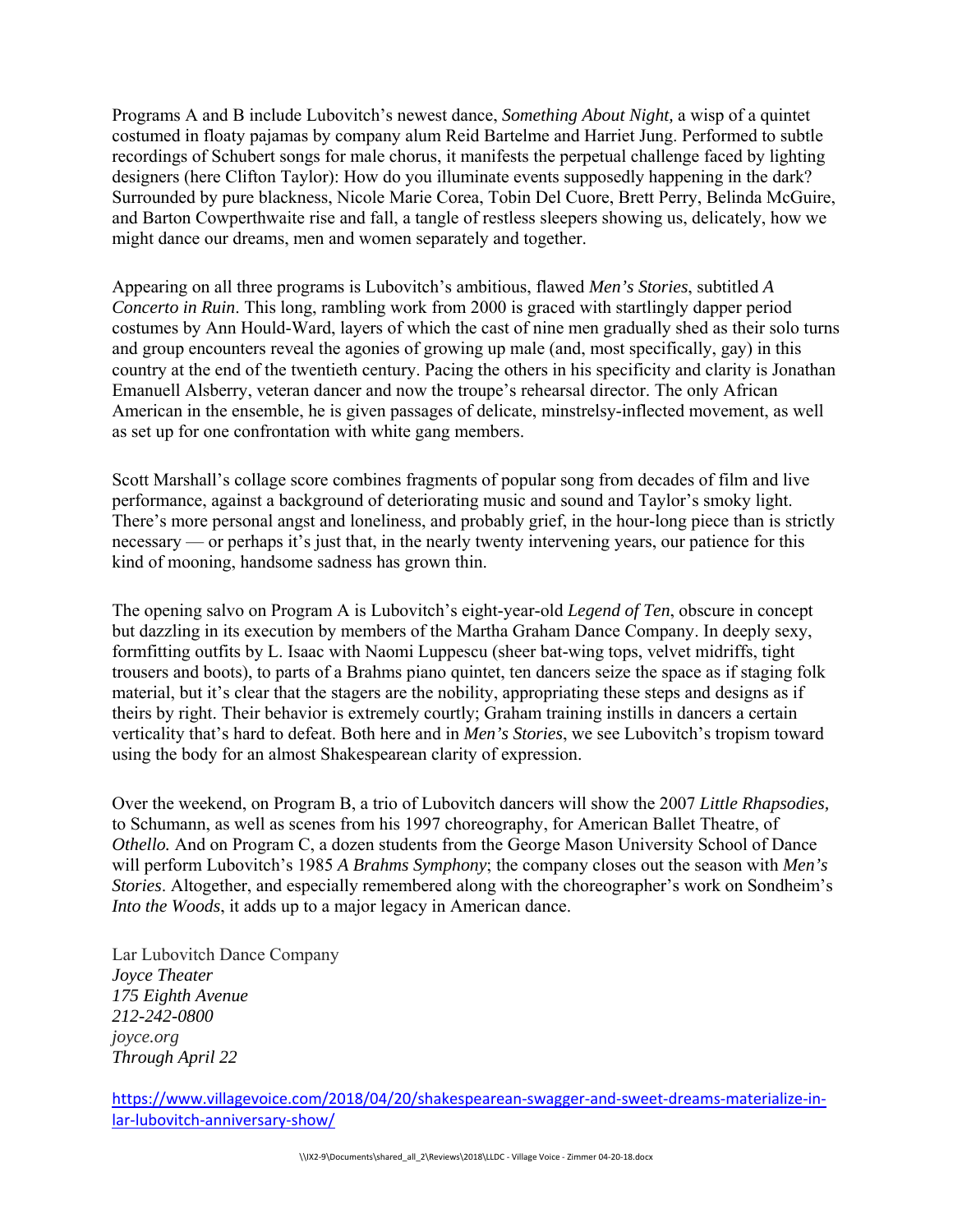Programs A and B include Lubovitch's newest dance, *Something About Night,* a wisp of a quintet costumed in floaty pajamas by company alum Reid Bartelme and Harriet Jung. Performed to subtle recordings of Schubert songs for male chorus, it manifests the perpetual challenge faced by lighting designers (here Clifton Taylor): How do you illuminate events supposedly happening in the dark? Surrounded by pure blackness, Nicole Marie Corea, Tobin Del Cuore, Brett Perry, Belinda McGuire, and Barton Cowperthwaite rise and fall, a tangle of restless sleepers showing us, delicately, how we might dance our dreams, men and women separately and together.

Appearing on all three programs is Lubovitch's ambitious, flawed *Men's Stories*, subtitled *A Concerto in Ruin*. This long, rambling work from 2000 is graced with startlingly dapper period costumes by Ann Hould-Ward, layers of which the cast of nine men gradually shed as their solo turns and group encounters reveal the agonies of growing up male (and, most specifically, gay) in this country at the end of the twentieth century. Pacing the others in his specificity and clarity is Jonathan Emanuell Alsberry, veteran dancer and now the troupe's rehearsal director. The only African American in the ensemble, he is given passages of delicate, minstrelsy-inflected movement, as well as set up for one confrontation with white gang members.

Scott Marshall's collage score combines fragments of popular song from decades of film and live performance, against a background of deteriorating music and sound and Taylor's smoky light. There's more personal angst and loneliness, and probably grief, in the hour-long piece than is strictly necessary — or perhaps it's just that, in the nearly twenty intervening years, our patience for this kind of mooning, handsome sadness has grown thin.

The opening salvo on Program A is Lubovitch's eight-year-old *Legend of Ten*, obscure in concept but dazzling in its execution by members of the Martha Graham Dance Company. In deeply sexy, formfitting outfits by L. Isaac with Naomi Luppescu (sheer bat-wing tops, velvet midriffs, tight trousers and boots), to parts of a Brahms piano quintet, ten dancers seize the space as if staging folk material, but it's clear that the stagers are the nobility, appropriating these steps and designs as if theirs by right. Their behavior is extremely courtly; Graham training instills in dancers a certain verticality that's hard to defeat. Both here and in *Men's Stories*, we see Lubovitch's tropism toward using the body for an almost Shakespearean clarity of expression.

Over the weekend, on Program B, a trio of Lubovitch dancers will show the 2007 *Little Rhapsodies,* to Schumann, as well as scenes from his 1997 choreography, for American Ballet Theatre, of *Othello.* And on Program C, a dozen students from the George Mason University School of Dance will perform Lubovitch's 1985 *A Brahms Symphony*; the company closes out the season with *Men's Stories*. Altogether, and especially remembered along with the choreographer's work on Sondheim's *Into the Woods*, it adds up to a major legacy in American dance.

Lar Lubovitch Dance Company
*Joyce Theater*
*175 Eighth Avenue*
*212-242-0800*
*joyce.org*
*Through April 22*

https://www.villagevoice.com/2018/04/20/shakespearean-swagger-and-sweet-dreams-materialize-in-lar-lubovitch-anniversary-show/

\\IX2-9\Documents\shared_all_2\Reviews\2018\LLDC - Village Voice - Zimmer 04-20-18.docx